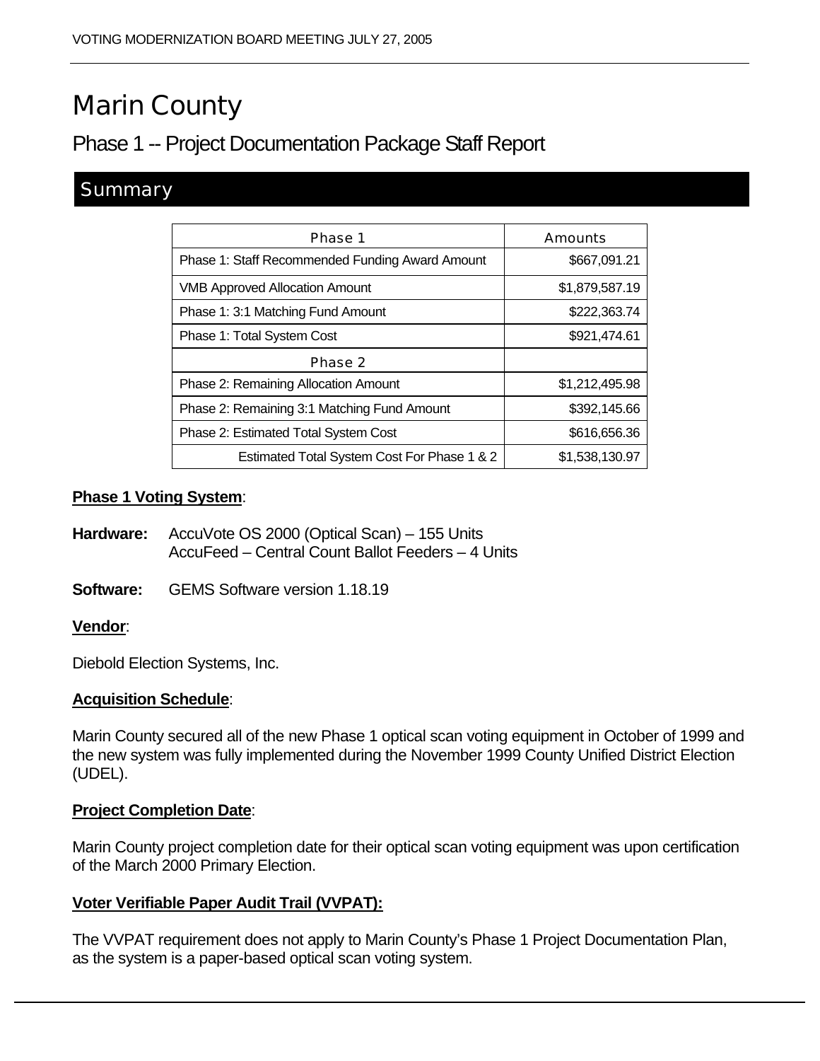# Marin County

## Phase 1 -- Project Documentation Package Staff Report

## Summary

| Phase 1 | Amounts |
|---|---|
| Phase 1: Staff Recommended Funding Award Amount | $667,091.21 |
| VMB Approved Allocation Amount | $1,879,587.19 |
| Phase 1: 3:1 Matching Fund Amount | $222,363.74 |
| Phase 1: Total System Cost | $921,474.61 |
| Phase 2 | |
| Phase 2: Remaining Allocation Amount | $1,212,495.98 |
| Phase 2: Remaining 3:1 Matching Fund Amount | $392,145.66 |
| Phase 2: Estimated Total System Cost | $616,656.36 |
| Estimated Total System Cost For Phase 1 & 2 | $1,538,130.97 |

**Phase 1 Voting System**:

**Hardware:** AccuVote OS 2000 (Optical Scan) – 155 Units
AccuFeed – Central Count Ballot Feeders – 4 Units

**Software:** GEMS Software version 1.18.19

**Vendor**:

Diebold Election Systems, Inc.

**Acquisition Schedule**:

Marin County secured all of the new Phase 1 optical scan voting equipment in October of 1999 and the new system was fully implemented during the November 1999 County Unified District Election (UDEL).

**Project Completion Date**:

Marin County project completion date for their optical scan voting equipment was upon certification of the March 2000 Primary Election.

**Voter Verifiable Paper Audit Trail (VVPAT):**

The VVPAT requirement does not apply to Marin County's Phase 1 Project Documentation Plan, as the system is a paper-based optical scan voting system.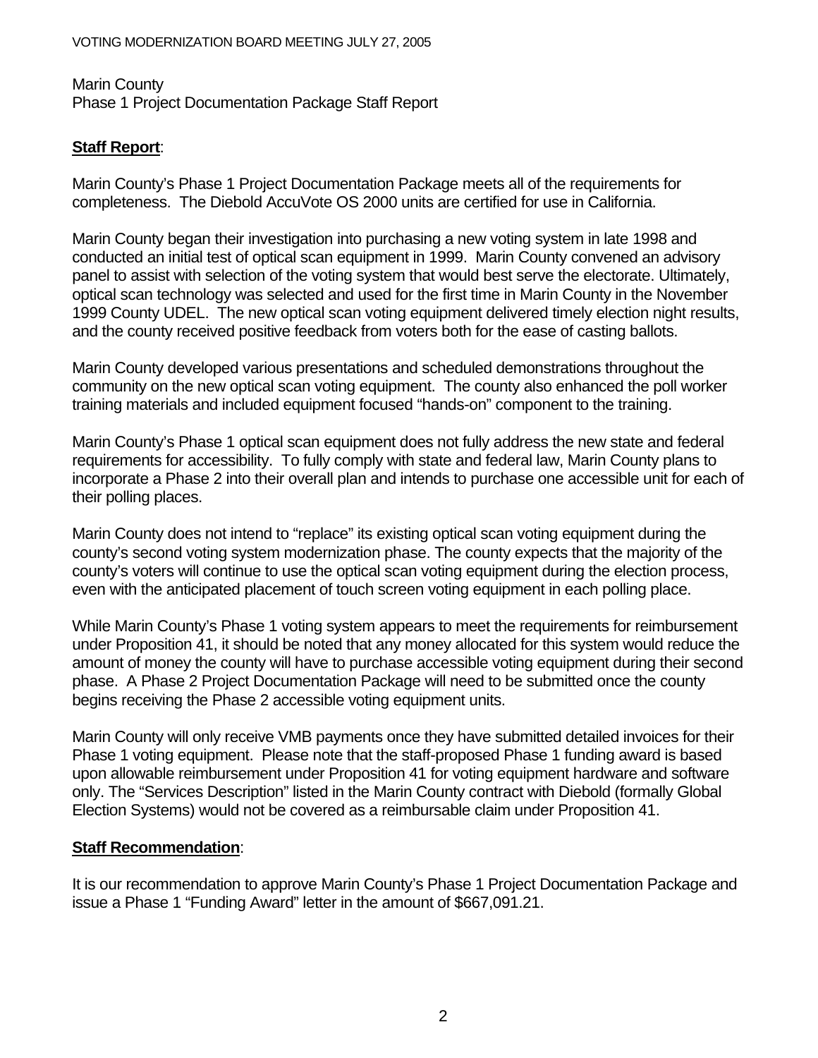Marin County
Phase 1 Project Documentation Package Staff Report

**Staff Report**:

Marin County's Phase 1 Project Documentation Package meets all of the requirements for completeness. The Diebold AccuVote OS 2000 units are certified for use in California.

Marin County began their investigation into purchasing a new voting system in late 1998 and conducted an initial test of optical scan equipment in 1999. Marin County convened an advisory panel to assist with selection of the voting system that would best serve the electorate. Ultimately, optical scan technology was selected and used for the first time in Marin County in the November 1999 County UDEL. The new optical scan voting equipment delivered timely election night results, and the county received positive feedback from voters both for the ease of casting ballots.

Marin County developed various presentations and scheduled demonstrations throughout the community on the new optical scan voting equipment. The county also enhanced the poll worker training materials and included equipment focused "hands-on" component to the training.

Marin County's Phase 1 optical scan equipment does not fully address the new state and federal requirements for accessibility. To fully comply with state and federal law, Marin County plans to incorporate a Phase 2 into their overall plan and intends to purchase one accessible unit for each of their polling places.

Marin County does not intend to "replace" its existing optical scan voting equipment during the county's second voting system modernization phase. The county expects that the majority of the county's voters will continue to use the optical scan voting equipment during the election process, even with the anticipated placement of touch screen voting equipment in each polling place.

While Marin County's Phase 1 voting system appears to meet the requirements for reimbursement under Proposition 41, it should be noted that any money allocated for this system would reduce the amount of money the county will have to purchase accessible voting equipment during their second phase. A Phase 2 Project Documentation Package will need to be submitted once the county begins receiving the Phase 2 accessible voting equipment units.

Marin County will only receive VMB payments once they have submitted detailed invoices for their Phase 1 voting equipment. Please note that the staff-proposed Phase 1 funding award is based upon allowable reimbursement under Proposition 41 for voting equipment hardware and software only. The "Services Description" listed in the Marin County contract with Diebold (formally Global Election Systems) would not be covered as a reimbursable claim under Proposition 41.

**Staff Recommendation**:

It is our recommendation to approve Marin County's Phase 1 Project Documentation Package and issue a Phase 1 "Funding Award" letter in the amount of $667,091.21.